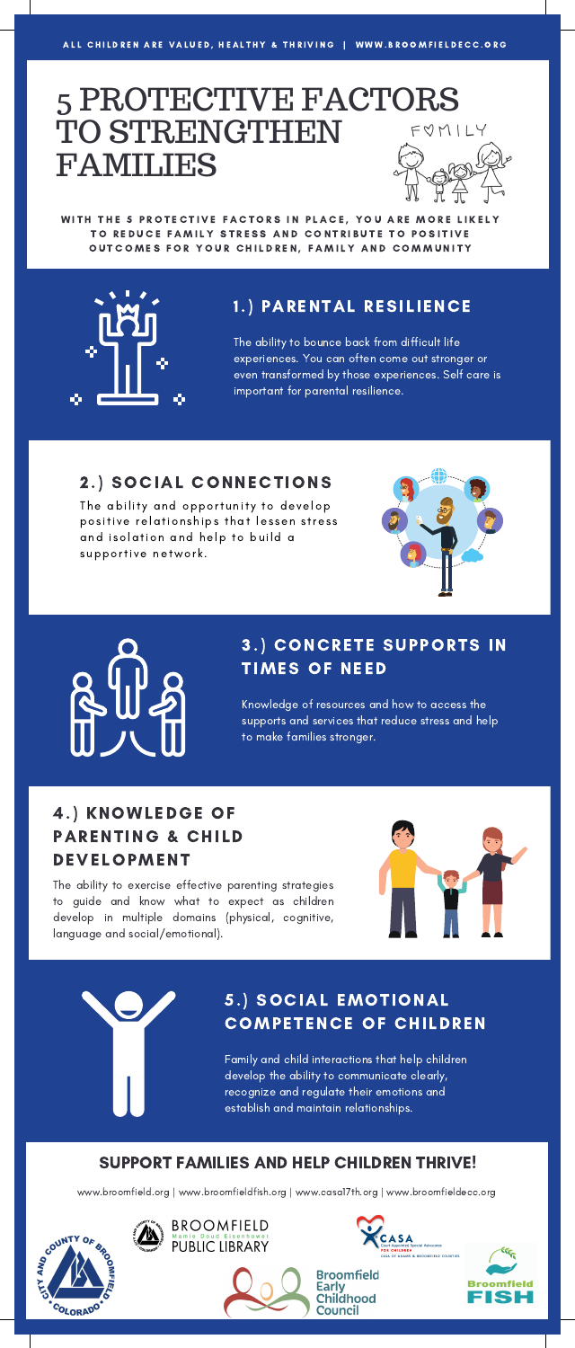ALL CHILDREN ARE VALUED, HEALTHY & THRIVING | WWW.BROOMFIELDECC.ORG

# 5 PROTECTIVE FACTORS TO STRENGTHEN FAMILIES

FAMILY

**WITH THE 5 PROTECTIVE FACTORS IN PLACE, YOU ARE MORE LIKELY TO REDUCE FAMILY STRESS AND CONTRIBUTE TO POSITIVE OUTCOMES FOR YOUR CHILDREN, FAMILY AND COMMUNITY**

## 1.) PARENTAL RESILIENCE

The ability to bounce back from difficult life experiences. You can often come out stronger or even transformed by those experiences. Self care is important for parental resilience.

## 2.) SOCIAL CONNECTIONS

The ability and opportunity to develop positive relationships that lessen stress and isolation and help to build a supportive network.

## 3.) CONCRETE SUPPORTS IN TIMES OF NEED

Knowledge of resources and how to access the supports and services that reduce stress and help to make families stronger.

## 4.) KNOWLEDGE OF PARENTING & CHILD DEVELOPMENT

The ability to exercise effective parenting strategies to guide and know what to expect as children develop in multiple domains (physical, cognitive, language and social/emotional).

## 5.) SOCIAL EMOTIONAL COMPETENCE OF CHILDREN

Family and child interactions that help children develop the ability to communicate clearly, recognize and regulate their emotions and establish and maintain relationships.

## SUPPORT FAMILIES AND HELP CHILDREN THRIVE!

www.broomfield.org | www.broomfieldfish.org | www.casa17th.org | www.broomfieldecc.org

City and County of Broomfield, Colorado

Broomfield Mamie Doud Eisenhower Public Library

CASA Court Appointed Special Advocates for Children — CASA of Adams & Broomfield Counties

Broomfield Early Childhood Council

Broomfield FISH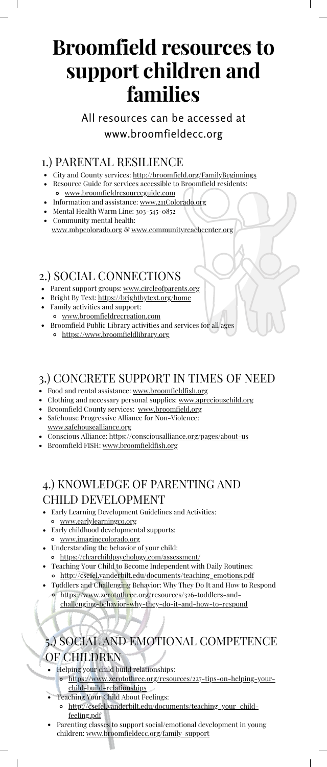# Broomfield resources to support children and families

All resources can be accessed at www.broomfieldecc.org

## 1.) PARENTAL RESILIENCE

- City and County services: http://broomfield.org/FamilyBeginnings
- Resource Guide for services accessible to Broomfield residents:
  - www.broomfieldresourceguide.com
- Information and assistance: www.211Colorado.org
- Mental Health Warm Line: 303-545-0852
- Community mental health: www.mhpcolorado.org & www.communityreachcenter.org

## 2.) SOCIAL CONNECTIONS

- Parent support groups: www.circleofparents.org
- Bright By Text: https://brightbytext.org/home
- Family activities and support:
  - www.broomfieldrecreation.com
- Broomfield Public Library activities and services for all ages
  - https://www.broomfieldlibrary.org

## 3.) CONCRETE SUPPORT IN TIMES OF NEED

- Food and rental assistance: www.broomfieldfish.org
- Clothing and necessary personal supplies: www.apreciouschild.org
- Broomfield County services: www.broomfield.org
- Safehouse Progressive Alliance for Non-Violence: www.safehousealliance.org
- Conscious Alliance: https://consciousalliance.org/pages/about-us
- Broomfield FISH: www.broomfieldfish.org

## 4.) KNOWLEDGE OF PARENTING AND CHILD DEVELOPMENT

- Early Learning Development Guidelines and Activities:
  - www.earlylearningco.org
- Early childhood developmental supports:
  - www.imaginecolorado.org
- Understanding the behavior of your child:
  - https://clearchildpsychology.com/assessment/
- Teaching Your Child to Become Independent with Daily Routines:
  - http://csefel.vanderbilt.edu/documents/teaching_emotions.pdf
- Toddlers and Challenging Behavior: Why They Do It and How to Respond
  - https://www.zerotothree.org/resources/326-toddlers-and-challenging-behavior-why-they-do-it-and-how-to-respond

## 5.) SOCIAL AND EMOTIONAL COMPETENCE OF CHILDREN

- Helping your child build relationships:
  - https://www.zerotothree.org/resources/227-tips-on-helping-your-child-build-relationships
- Teaching Your Child About Feelings:
  - http://csefel.vanderbilt.edu/documents/teaching_your_child-feeling.pdf
- Parenting classes to support social/emotional development in young children: www.broomfieldecc.org/family-support